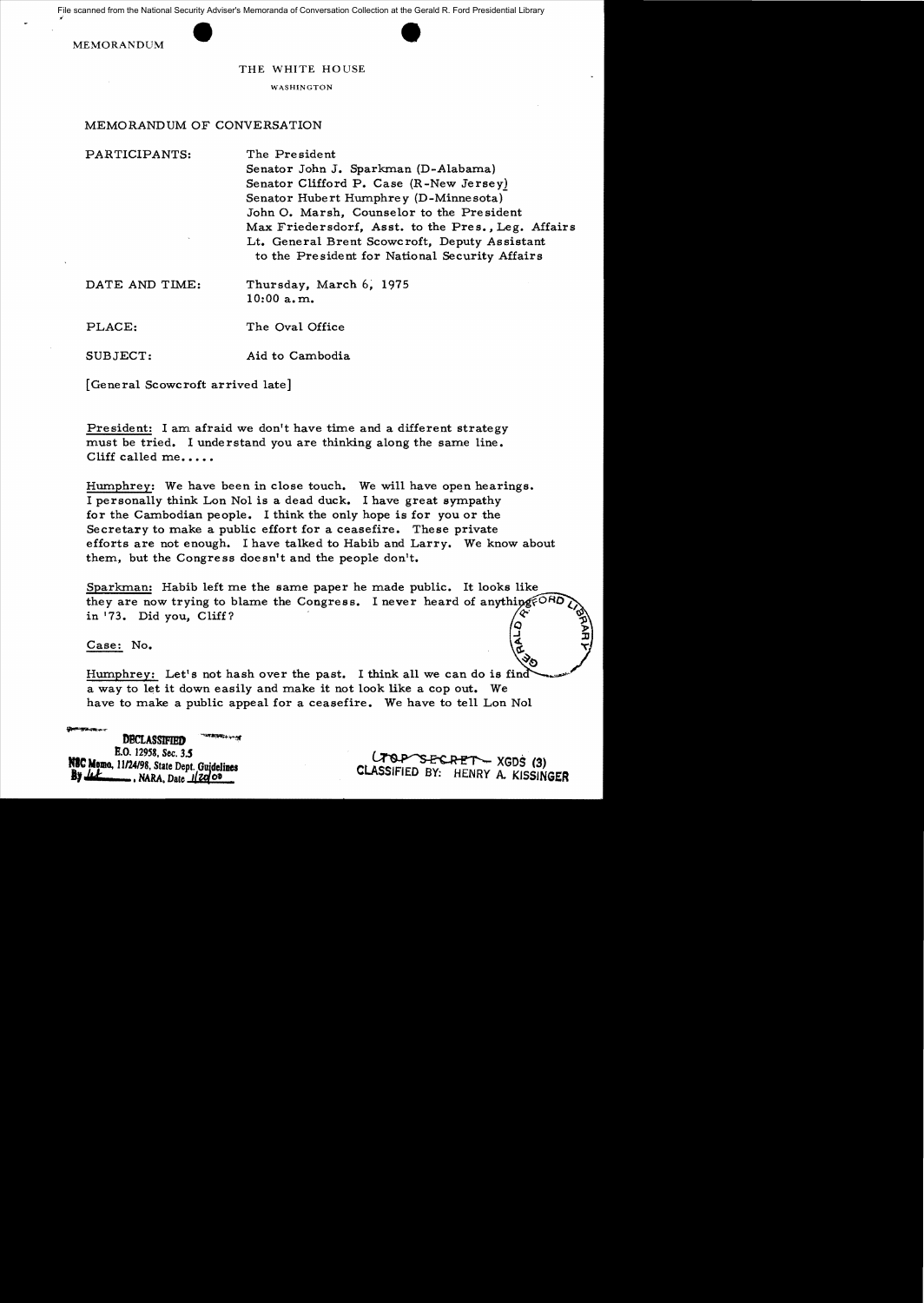File scanned from the National Security Adviser's Memoranda of Conversation Collection at the Gerald R. Ford Presidential Library

MEMORANDUM

THE WHITE HOUSE

WASHINGTON

MEMORANDUM OF CONVERSATION

PARTICIPANTS: The President
Senator John J. Sparkman (D-Alabama)
Senator Clifford P. Case (R-New Jersey)
Senator Hubert Humphrey (D-Minnesota)
John O. Marsh, Counselor to the President
Max Friedersdorf, Asst. to the Pres., Leg. Affairs
Lt. General Brent Scowcroft, Deputy Assistant to the President for National Security Affairs

DATE AND TIME: Thursday, March 6, 1975
10:00 a.m.

PLACE: The Oval Office

SUBJECT: Aid to Cambodia

[General Scowcroft arrived late]

President: I am afraid we don't have time and a different strategy must be tried. I understand you are thinking along the same line. Cliff called me.....

Humphrey: We have been in close touch. We will have open hearings. I personally think Lon Nol is a dead duck. I have great sympathy for the Cambodian people. I think the only hope is for you or the Secretary to make a public effort for a ceasefire. These private efforts are not enough. I have talked to Habib and Larry. We know about them, but the Congress doesn't and the people don't.

Sparkman: Habib left me the same paper he made public. It looks like they are now trying to blame the Congress. I never heard of anything in '73. Did you, Cliff?

Case: No.

Humphrey: Let's not hash over the past. I think all we can do is find a way to let it down easily and make it not look like a cop out. We have to make a public appeal for a ceasefire. We have to tell Lon Nol

DECLASSIFIED
E.O. 12958, Sec. 3.5
NSC Memo, 11/24/98, State Dept. Guidelines
By [illegible], NARA, Date 1/20/09

~~TOP SECRET~~ - XGDS (3)
CLASSIFIED BY: HENRY A. KISSINGER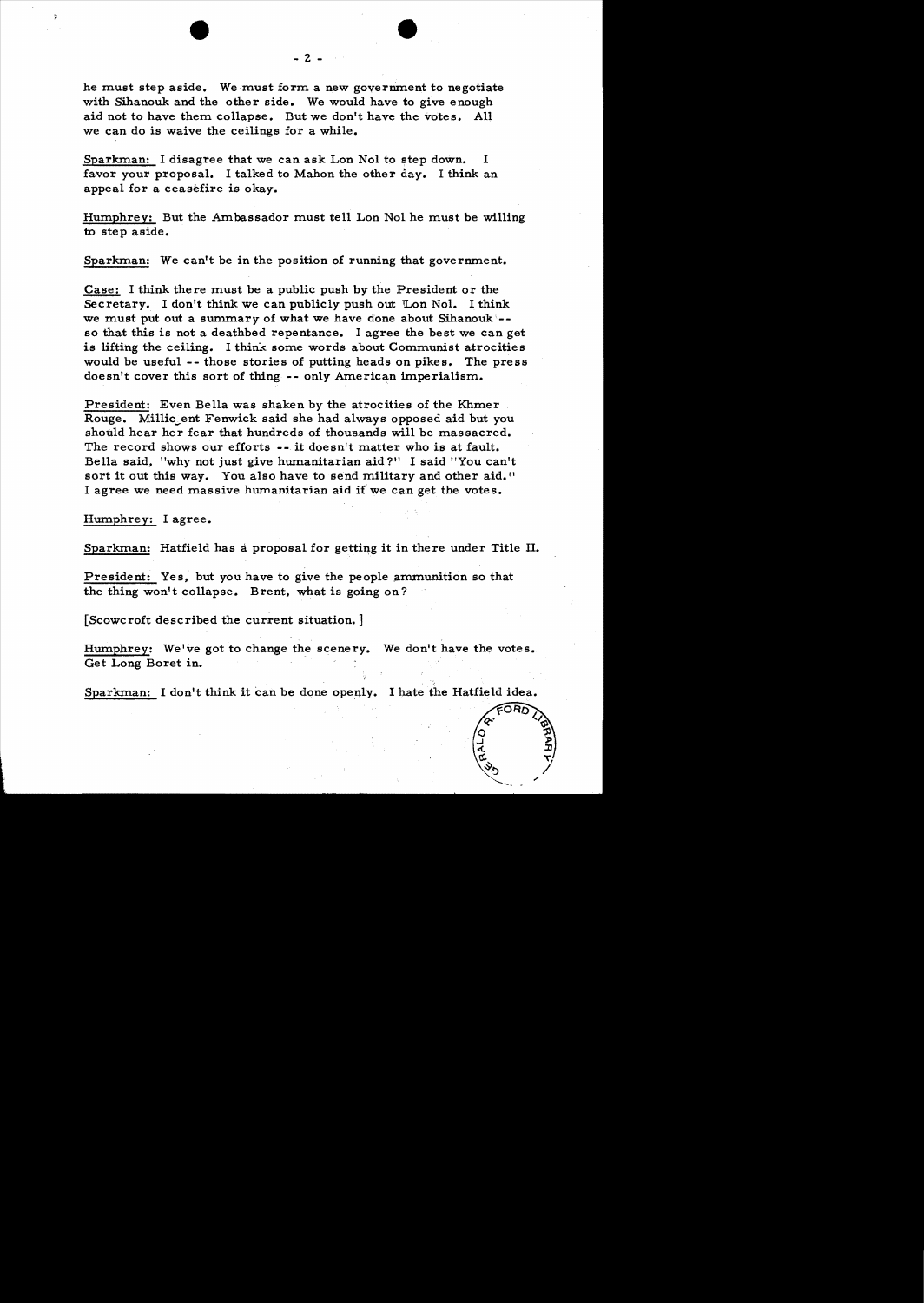he must step aside. We must form a new government to negotiate with Sihanouk and the other side. We would have to give enough aid not to have them collapse. But we don't have the votes. All we can do is waive the ceilings for a while.

Sparkman: I disagree that we can ask Lon Nol to step down. I favor your proposal. I talked to Mahon the other day. I think an appeal for a ceasefire is okay.

Humphrey: But the Ambassador must tell Lon Nol he must be willing to step aside.

Sparkman: We can't be in the position of running that government.

Case: I think there must be a public push by the President or the Secretary. I don't think we can publicly push out Lon Nol. I think we must put out a summary of what we have done about Sihanouk -- so that this is not a deathbed repentance. I agree the best we can get is lifting the ceiling. I think some words about Communist atrocities would be useful -- those stories of putting heads on pikes. The press doesn't cover this sort of thing -- only American imperialism.

President: Even Bella was shaken by the atrocities of the Khmer Rouge. Millicent Fenwick said she had always opposed aid but you should hear her fear that hundreds of thousands will be massacred. The record shows our efforts -- it doesn't matter who is at fault. Bella said, "why not just give humanitarian aid?" I said "You can't sort it out this way. You also have to send military and other aid." I agree we need massive humanitarian aid if we can get the votes.

Humphrey: I agree.

Sparkman: Hatfield has a proposal for getting it in there under Title II.

President: Yes, but you have to give the people ammunition so that the thing won't collapse. Brent, what is going on?

[Scowcroft described the current situation.]

Humphrey: We've got to change the scenery. We don't have the votes. Get Long Boret in.

Sparkman: I don't think it can be done openly. I hate the Hatfield idea.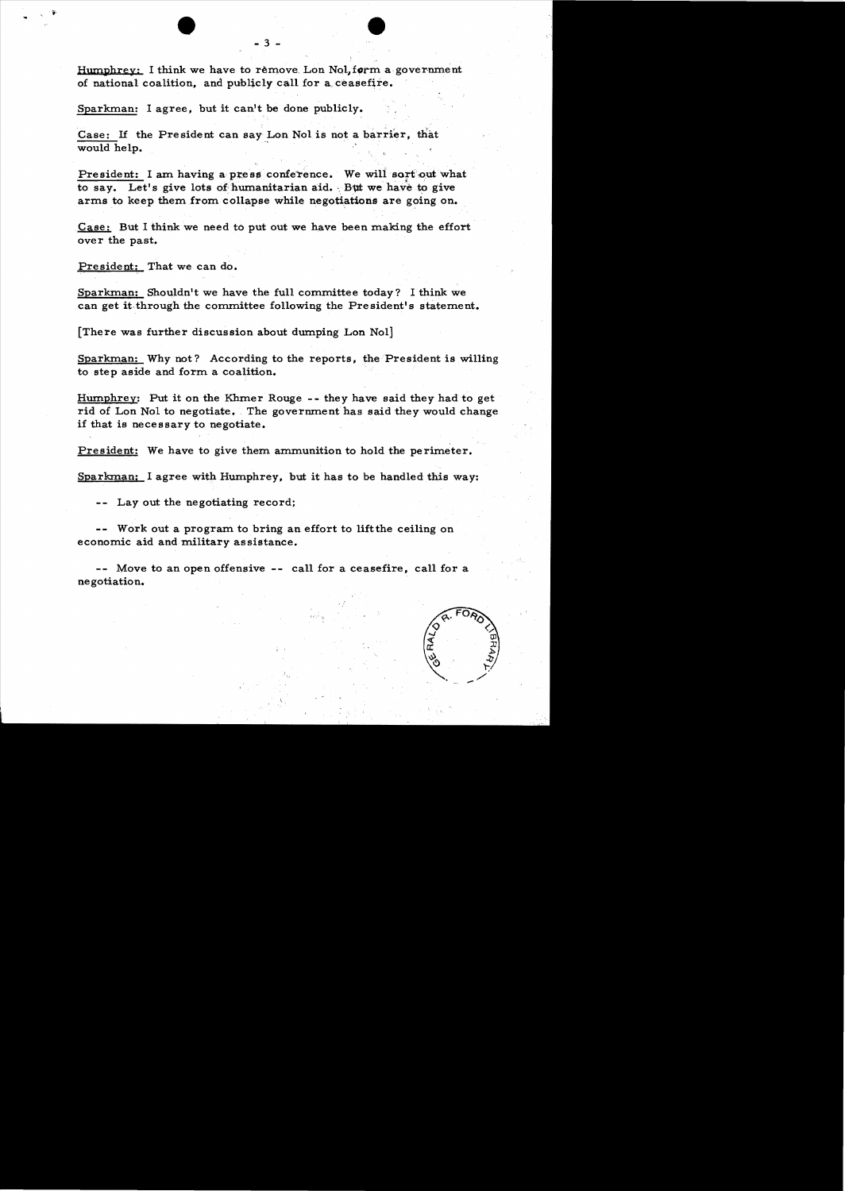Humphrey: I think we have to remove Lon Nol, form a government of national coalition, and publicly call for a ceasefire.

Sparkman: I agree, but it can't be done publicly.

Case: If the President can say Lon Nol is not a barrier, that would help.

President: I am having a press conference. We will sort out what to say. Let's give lots of humanitarian aid. But we have to give arms to keep them from collapse while negotiations are going on.

Case: But I think we need to put out we have been making the effort over the past.

President: That we can do.

Sparkman: Shouldn't we have the full committee today? I think we can get it through the committee following the President's statement.

[There was further discussion about dumping Lon Nol]

Sparkman: Why not? According to the reports, the President is willing to step aside and form a coalition.

Humphrey: Put it on the Khmer Rouge -- they have said they had to get rid of Lon Nol to negotiate. The government has said they would change if that is necessary to negotiate.

President: We have to give them ammunition to hold the perimeter.

Sparkman: I agree with Humphrey, but it has to be handled this way:

-- Lay out the negotiating record;

-- Work out a program to bring an effort to lift the ceiling on economic aid and military assistance.

-- Move to an open offensive -- call for a ceasefire, call for a negotiation.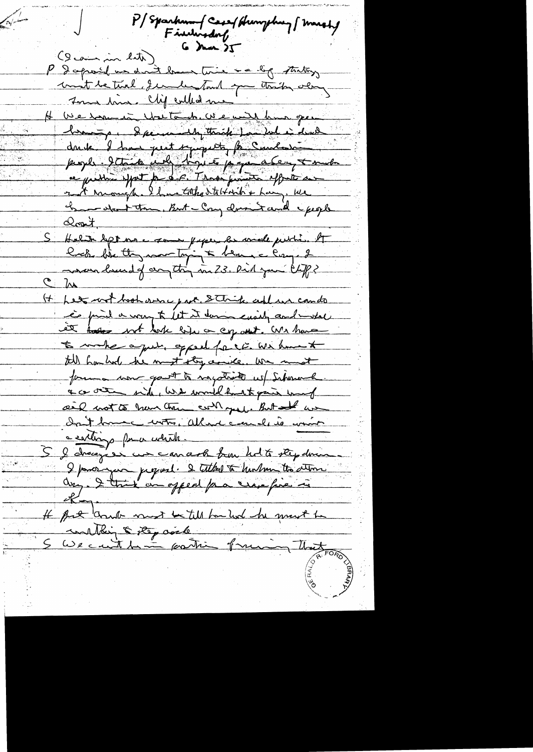P/Sparkman/Case/Humphrey/Mansfield
Fulbright
6 Mar 75

(I came in late)

P I am afraid we don't have time or a big strategy must be tried. I understand you think along some line. Cliff called me.

H We came in that track. We will have a good hearing. I personally think Lon Nol is dead duck. I have great sympathy for Cambodian people. I think only hope is for you and Henry to make a positive effort for a C.F. These private efforts are not enough. I have talked to Kissinger + Henry. We have about them. But – Cong doesn't and people don't.

S Habib left me some papers he made public. It looks like they were trying to have a C.F. I never heard of anything in 73. Did you Cliff?

C No

H Let's not look over past. I think all we can do is find a way to let it down easily and make it not look like a cop out. We have to make a public appeal for C.F. We have to tell Lon Nol he must step aside. We must form a new govt to negotiate w/ Sihanouk + the other side. We would have to give him aid not to have them collapse. But still we don't have the votes. All we can do is win a settling for a while.

S I disagree we can ask Lon Nol to step down. I favor your proposal. I talked to Habib the other day. I think an appeal for a cease-fire is okay.

H But Lon Nol must be told he must be willing to step aside.

S We can't be in position of urging that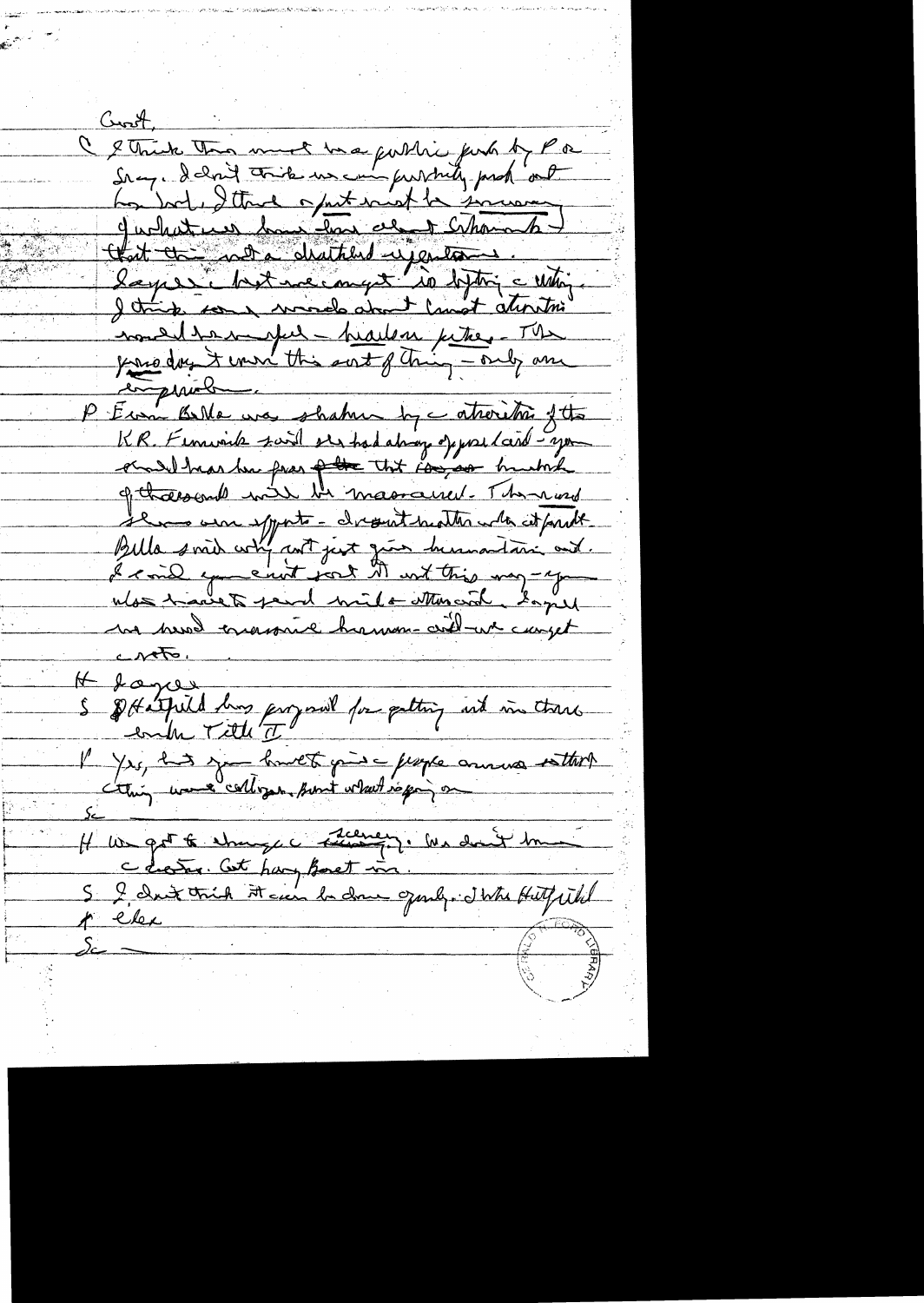Cont.

C I think there must be a public push by P or Scow. I don't think we can publicly push out Lon Nol. I think a push must be so many of what we have done about Cambodia that this is not a disturbed operation. Unique but we caught is bitting a utility. I think some words about humanitarian would be useful – hidden picture. The press doesn't cover this sort of thing – only are empirical.

P Even Bella was shaken by a atrocities of the KR. Fenwick said she had always opposed aid – you would have been for it – that those hundreds of thousands will be massacred. The word there are efforts – doesn't matter who at fault. Bella said why not just give humanitarian aid. I said you can't sort it out this way – you also have to send mil-ammo aid. I agree we need massive humanitarian aid – we can get votes.

H Agree

S Hatfield has proposal for getting aid in there under Title II

P Yes, but you have to give people answers so they can say something when colleagues point what is going on.

Sc

H We got to change the scenery. We don't have a choice. Got to have Bassac in.

S I don't think it can be done openly. I like Hatfield's idea.

Sc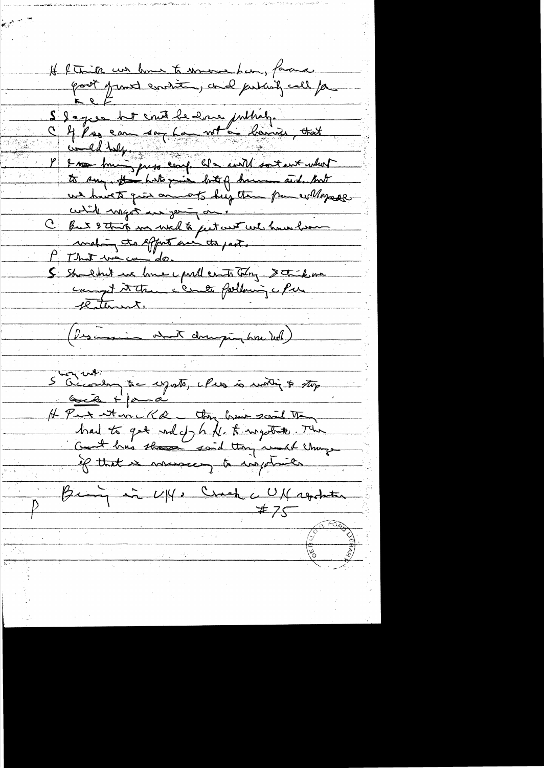H I think we have to move here, favor govt of national coalition, and publicly call for a c/f.

S I agree but it can't be done publicly.

C If Pres can say he is not a barrier, that would help.

P I am having press conf. Who would sort out what to say. The best guise but of humanitarian aid. But we have to give arms to keep them from collapse which might ever going on.

C But I think we need to put out we have been making the effort over the past.

P That we can do.

S Should not we have a poll out today. I think we can get it then c Cronkite following c Pres statement.

(Discussion about dumping Lon Nol)

S According to reports, c Pres is writing to stop Greek & Jordan

H Put it in c KR – they have said they had to get rid of LN to negotiate. The Govt has then said they would change if that is necessary to negotiate.

P Bring in UK c Check c UK representative

#75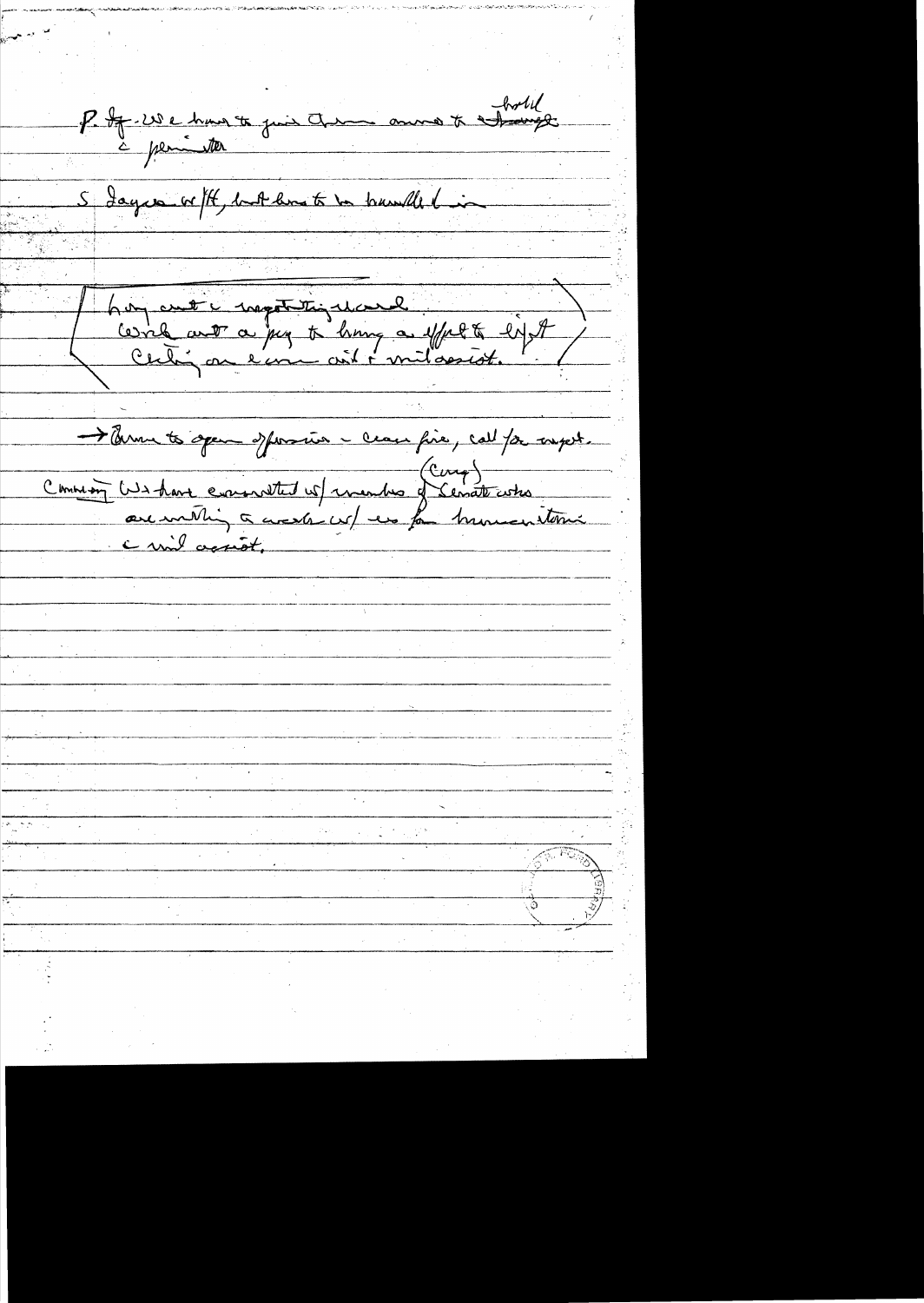P. St. - We have to give them ammo to ~~strength~~ hold
c perimeter

S. Dayan w/ H, but has to be handled in

[ Any cut-c negotiating would
would cut a peg to bring an effort to lift
ceiling on econ aid & mil assist. ]

→ Demme to open offensive - cease fire, call for suspt.

Commissary We have consulted w/ members of Senate (Cong) who
are willing to work w/ us for humanitarian
& mil assist.